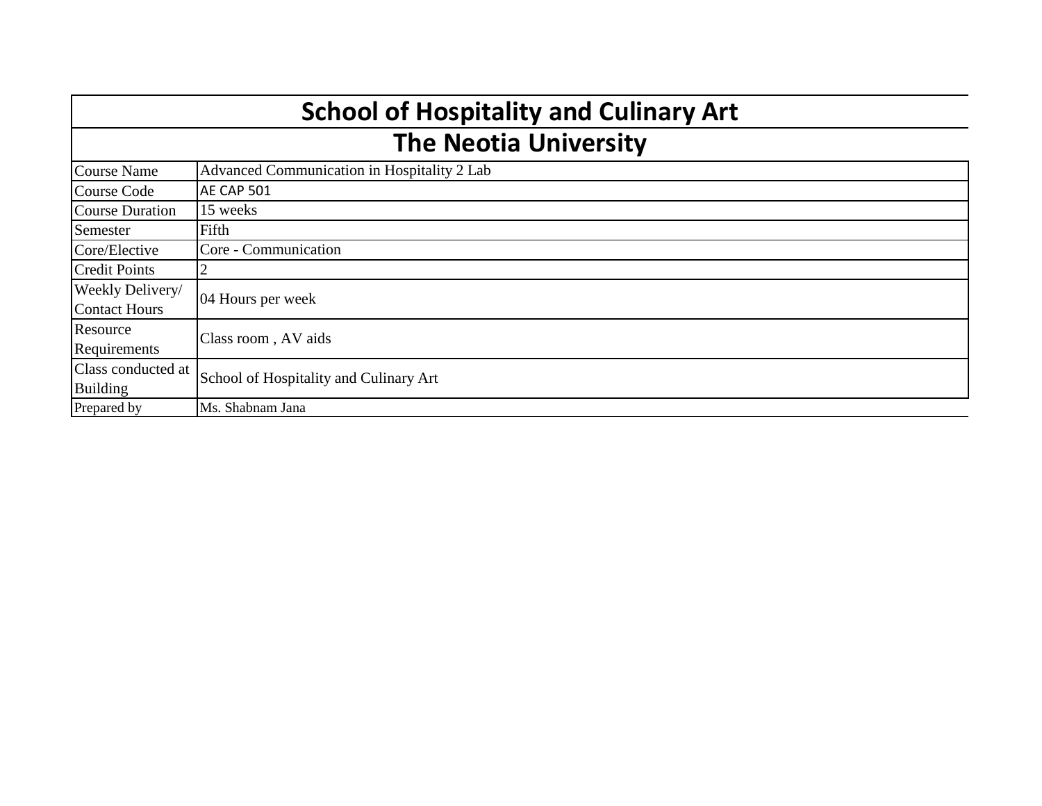# School of Hospitality and Culinary Art

## The Neotia University

| | |
|---|---|
| Course Name | Advanced Communication in Hospitality 2 Lab |
| Course Code | AE CAP 501 |
| Course Duration | 15 weeks |
| Semester | Fifth |
| Core/Elective | Core - Communication |
| Credit Points | 2 |
| Weekly Delivery/ Contact Hours | 04 Hours per week |
| Resource Requirements | Class room , AV aids |
| Class conducted at Building | School of Hospitality and Culinary Art |
| Prepared by | Ms. Shabnam Jana |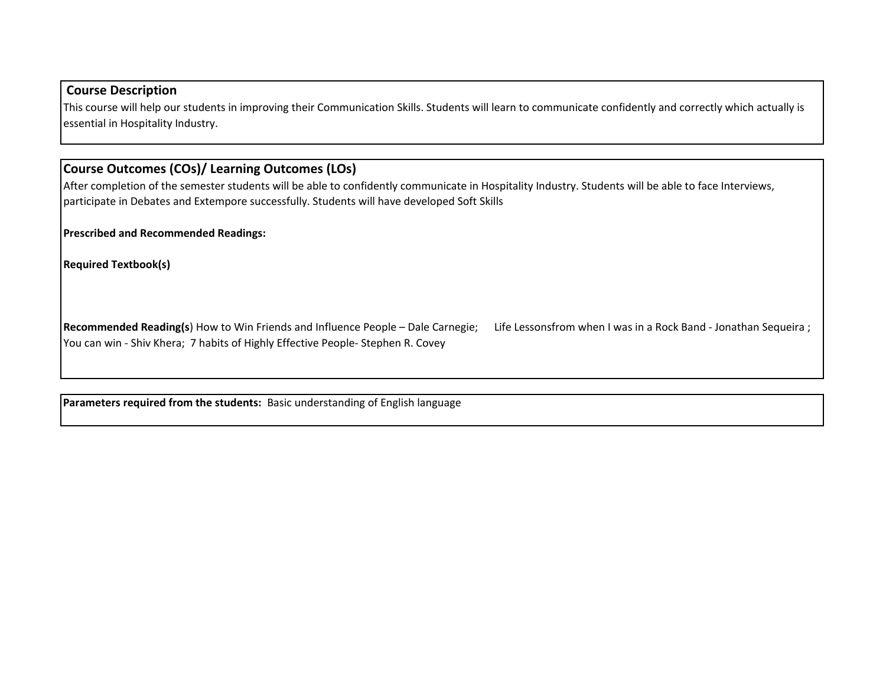## Course Description

This course will help our students in improving their Communication Skills. Students will learn to communicate confidently and correctly which actually is essential in Hospitality Industry.

## Course Outcomes (COs)/ Learning Outcomes (LOs)

After completion of the semester students will be able to confidently communicate in Hospitality Industry. Students will be able to face Interviews, participate in Debates and Extempore successfully. Students will have developed Soft Skills

**Prescribed and Recommended Readings:**

**Required Textbook(s)**

**Recommended Reading(s**) How to Win Friends and Influence People – Dale Carnegie; Life Lessonsfrom when I was in a Rock Band - Jonathan Sequeira ; You can win - Shiv Khera; 7 habits of Highly Effective People- Stephen R. Covey

**Parameters required from the students:** Basic understanding of English language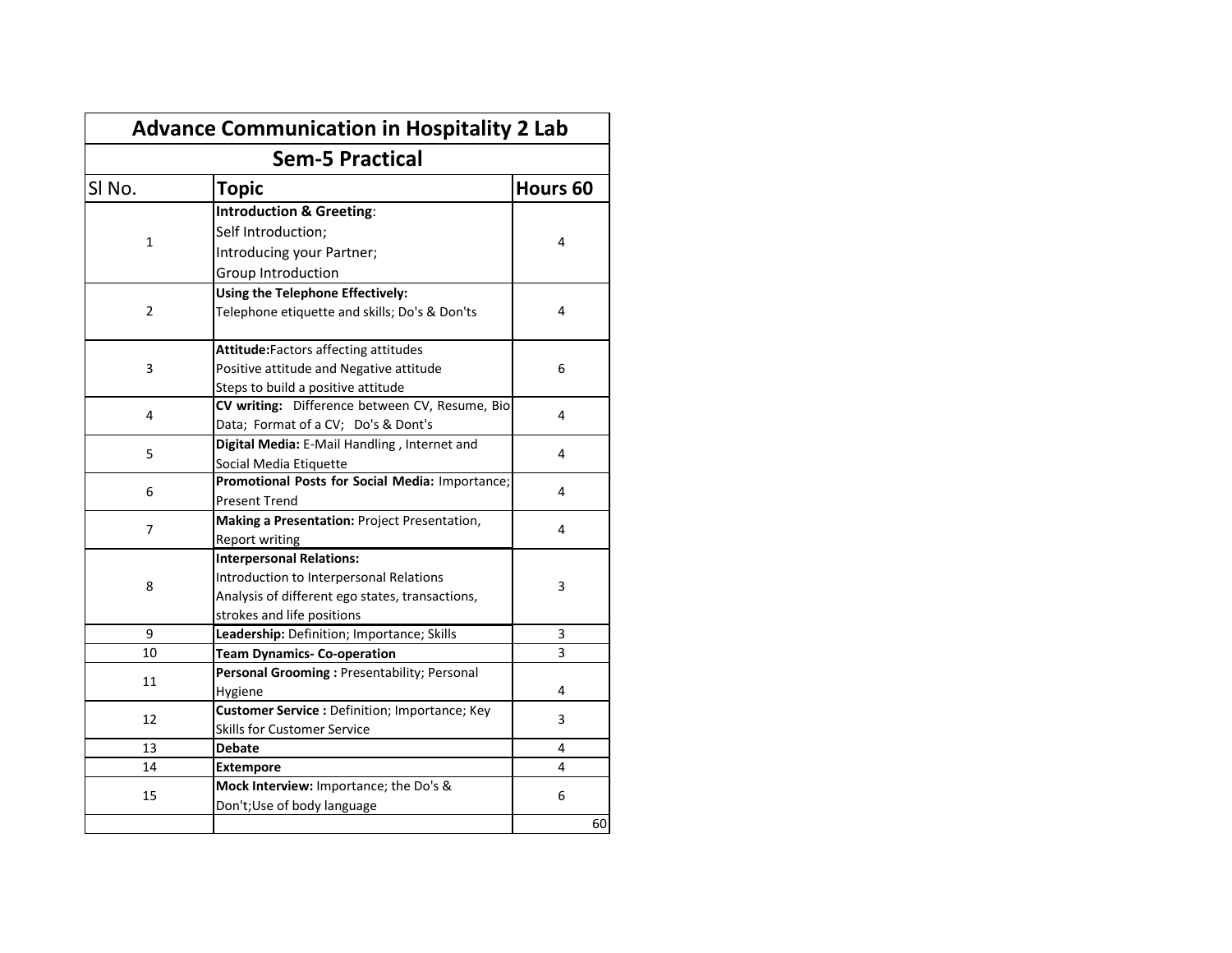| Advance Communication in Hospitality 2 Lab | | |
|---|---|---|
| **Sem-5 Practical** | | |
| Sl No. | **Topic** | **Hours 60** |
| 1 | **Introduction & Greeting**:<br>Self Introduction;<br>Introducing your Partner;<br>Group Introduction | 4 |
| 2 | **Using the Telephone Effectively:**<br>Telephone etiquette and skills; Do's & Don'ts | 4 |
| 3 | **Attitude:**Factors affecting attitudes<br>Positive attitude and Negative attitude<br>Steps to build a positive attitude | 6 |
| 4 | **CV writing:** Difference between CV, Resume, Bio Data; Format of a CV; Do's & Dont's | 4 |
| 5 | **Digital Media:** E-Mail Handling , Internet and Social Media Etiquette | 4 |
| 6 | **Promotional Posts for Social Media:** Importance; Present Trend | 4 |
| 7 | **Making a Presentation:** Project Presentation, Report writing | 4 |
| 8 | **Interpersonal Relations:**<br>Introduction to Interpersonal Relations<br>Analysis of different ego states, transactions, strokes and life positions | 3 |
| 9 | **Leadership:** Definition; Importance; Skills | 3 |
| 10 | **Team Dynamics- Co-operation** | 3 |
| 11 | **Personal Grooming :** Presentability; Personal Hygiene | 4 |
| 12 | **Customer Service :** Definition; Importance; Key Skills for Customer Service | 3 |
| 13 | **Debate** | 4 |
| 14 | **Extempore** | 4 |
| 15 | **Mock Interview:** Importance; the Do's & Don't;Use of body language | 6 |
| | | 60 |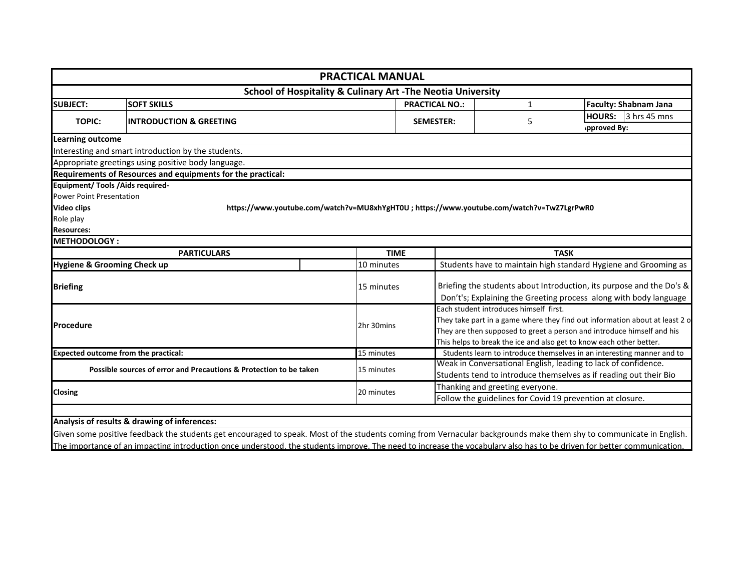# PRACTICAL MANUAL

## School of Hospitality & Culinary Art -The Neotia University

| SUBJECT: | SOFT SKILLS | PRACTICAL NO.: | 1 | Faculty: Shabnam Jana |
|---|---|---|---|---|
| TOPIC: | INTRODUCTION & GREETING | SEMESTER: | 5 | HOURS: 3 hrs 45 mns |
| | | | | ıpproved By: |

**Learning outcome**

Interesting and smart introduction by the students.

Appropriate greetings using positive body language.

**Requirements of Resources and equipments for the practical:**

**Equipment/ Tools /Aids required-**

Power Point Presentation

**Video clips** **https://www.youtube.com/watch?v=MU8xhYgHT0U ; https://www.youtube.com/watch?v=TwZ7LgrPwR0**

Role play

**Resources:**

**METHODOLOGY :**

| PARTICULARS | TIME | TASK |
|---|---|---|
| **Hygiene & Grooming Check up** | 10 minutes | Students have to maintain high standard Hygiene and Grooming as |
| **Briefing** | 15 minutes | Briefing the students about Introduction, its purpose and the Do's & Don't's; Explaining the Greeting process along with body language |
| **Procedure** | 2hr 30mins | Each student introduces himself first.<br>They take part in a game where they find out information about at least 2 o<br>They are then supposed to greet a person and introduce himself and his<br>This helps to break the ice and also get to know each other better. |
| **Expected outcome from the practical:** | 15 minutes | Students learn to introduce themselves in an interesting manner and to |
| **Possible sources of error and Precautions & Protection to be taken** | 15 minutes | Weak in Conversational English, leading to lack of confidence.<br>Students tend to introduce themselves as if reading out their Bio |
| **Closing** | 20 minutes | Thanking and greeting everyone.<br>Follow the guidelines for Covid 19 prevention at closure. |

**Analysis of results & drawing of inferences:**

Given some positive feedback the students get encouraged to speak. Most of the students coming from Vernacular backgrounds make them shy to communicate in English. The importance of an impacting introduction once understood, the students improve. The need to increase the vocabulary also has to be driven for better communication.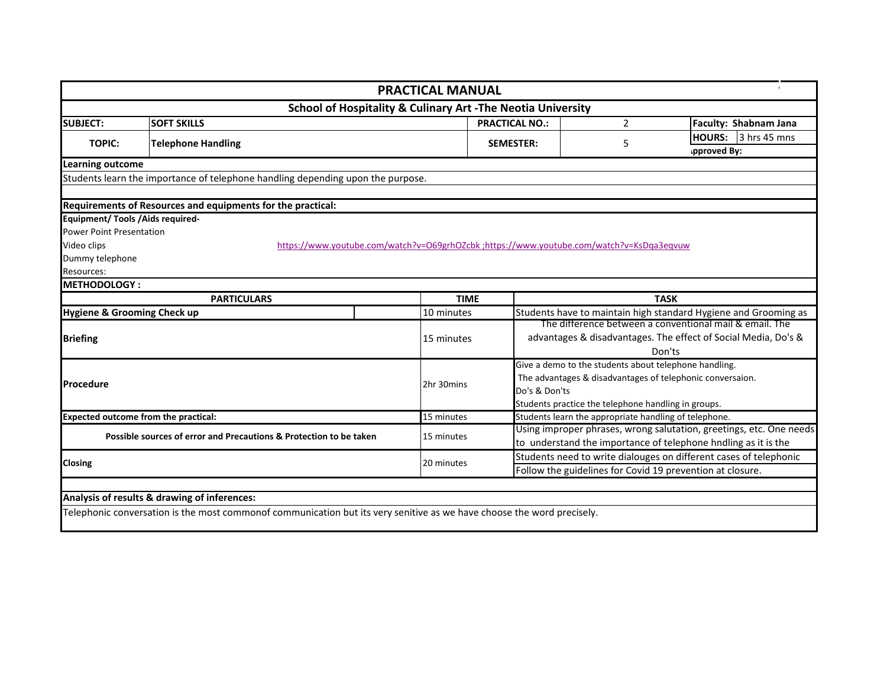# PRACTICAL MANUAL

## School of Hospitality & Culinary Art -The Neotia University

| | | | | | |
|---|---|---|---|---|---|
| **SUBJECT:** | **SOFT SKILLS** | **PRACTICAL NO.:** | 2 | **Faculty: Shabnam Jana** | |
| **TOPIC:** | **Telephone Handling** | **SEMESTER:** | 5 | **HOURS:** | 3 hrs 45 mns |
| | | | | **ıpproved By:** | |

**Learning outcome**

Students learn the importance of telephone handling depending upon the purpose.

**Requirements of Resources and equipments for the practical:**

**Equipment/ Tools /Aids required-**

Power Point Presentation

Video clips https://www.youtube.com/watch?v=O69grhOZcbk ;https://www.youtube.com/watch?v=KsDqa3eqvuw

Dummy telephone

Resources:

**METHODOLOGY :**

| PARTICULARS | TIME | TASK |
|---|---|---|
| **Hygiene & Grooming Check up** | 10 minutes | Students have to maintain high standard Hygiene and Grooming as |
| **Briefing** | 15 minutes | The difference between a conventional mail & email. The advantages & disadvantages. The effect of Social Media, Do's & Don'ts |
| **Procedure** | 2hr 30mins | Give a demo to the students about telephone handling.<br>The advantages & disadvantages of telephonic conversaion.<br>Do's & Don'ts<br>Students practice the telephone handling in groups. |
| **Expected outcome from the practical:** | 15 minutes | Students learn the appropriate handling of telephone. |
| **Possible sources of error and Precautions & Protection to be taken** | 15 minutes | Using improper phrases, wrong salutation, greetings, etc. One needs to understand the importance of telephone hndling as it is the |
| **Closing** | 20 minutes | Students need to write dialouges on different cases of telephonic<br>Follow the guidelines for Covid 19 prevention at closure. |

**Analysis of results & drawing of inferences:**

Telephonic conversation is the most commonof communication but its very senitive as we have choose the word precisely.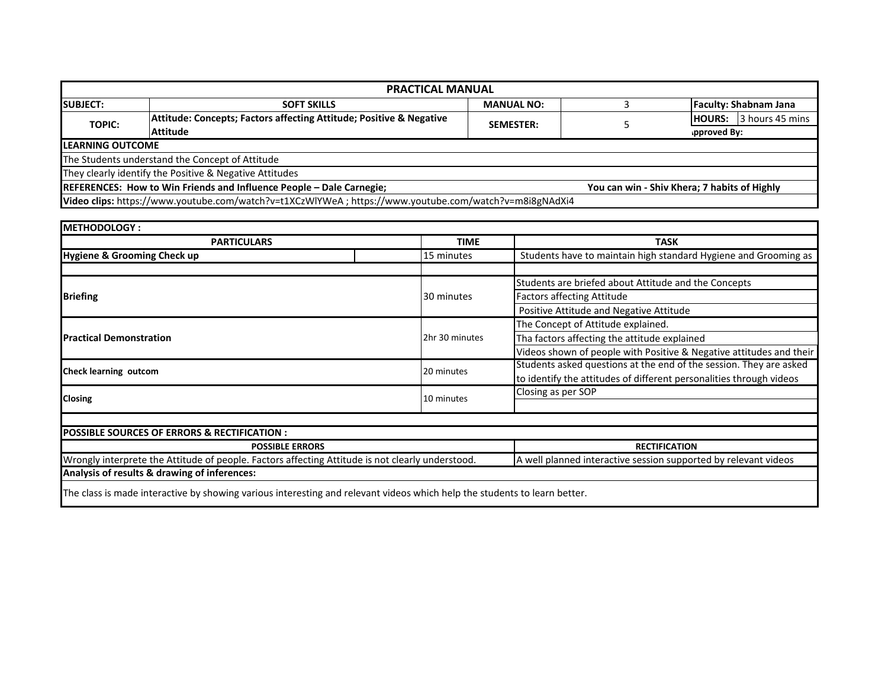## PRACTICAL MANUAL

| SUBJECT: | SOFT SKILLS | MANUAL NO: | 3 | Faculty: Shabnam Jana | |
|---|---|---|---|---|---|
| TOPIC: | Attitude: Concepts; Factors affecting Attitude; Positive & Negative Attitude | SEMESTER: | 5 | HOURS: | 3 hours 45 mins |
| | | | | ıpproved By: | |

**LEARNING OUTCOME**

The Students understand the Concept of Attitude

They clearly identify the Positive & Negative Attitudes

**REFERENCES: How to Win Friends and Influence People – Dale Carnegie; You can win - Shiv Khera; 7 habits of Highly**

**Video clips:** https://www.youtube.com/watch?v=t1XCzWlYWeA ; https://www.youtube.com/watch?v=m8i8gNAdXi4

**METHODOLOGY :**

| PARTICULARS | TIME | TASK |
|---|---|---|
| **Hygiene & Grooming Check up** | 15 minutes | Students have to maintain high standard Hygiene and Grooming as |
| | | |
| **Briefing** | 30 minutes | Students are briefed about Attitude and the Concepts |
| | | Factors affecting Attitude |
| | | Positive Attitude and Negative Attitude |
| **Practical Demonstration** | 2hr 30 minutes | The Concept of Attitude explained. |
| | | Tha factors affecting the attitude explained |
| | | Videos shown of people with Positive & Negative attitudes and their |
| **Check learning outcom** | 20 minutes | Students asked questions at the end of the session. They are asked to identify the attitudes of different personalities through videos |
| **Closing** | 10 minutes | Closing as per SOP |

**POSSIBLE SOURCES OF ERRORS & RECTIFICATION :**

| POSSIBLE ERRORS | RECTIFICATION |
|---|---|
| Wrongly interprete the Attitude of people. Factors affecting Attitude is not clearly understood. | A well planned interactive session supported by relevant videos |

**Analysis of results & drawing of inferences:**

The class is made interactive by showing various interesting and relevant videos which help the students to learn better.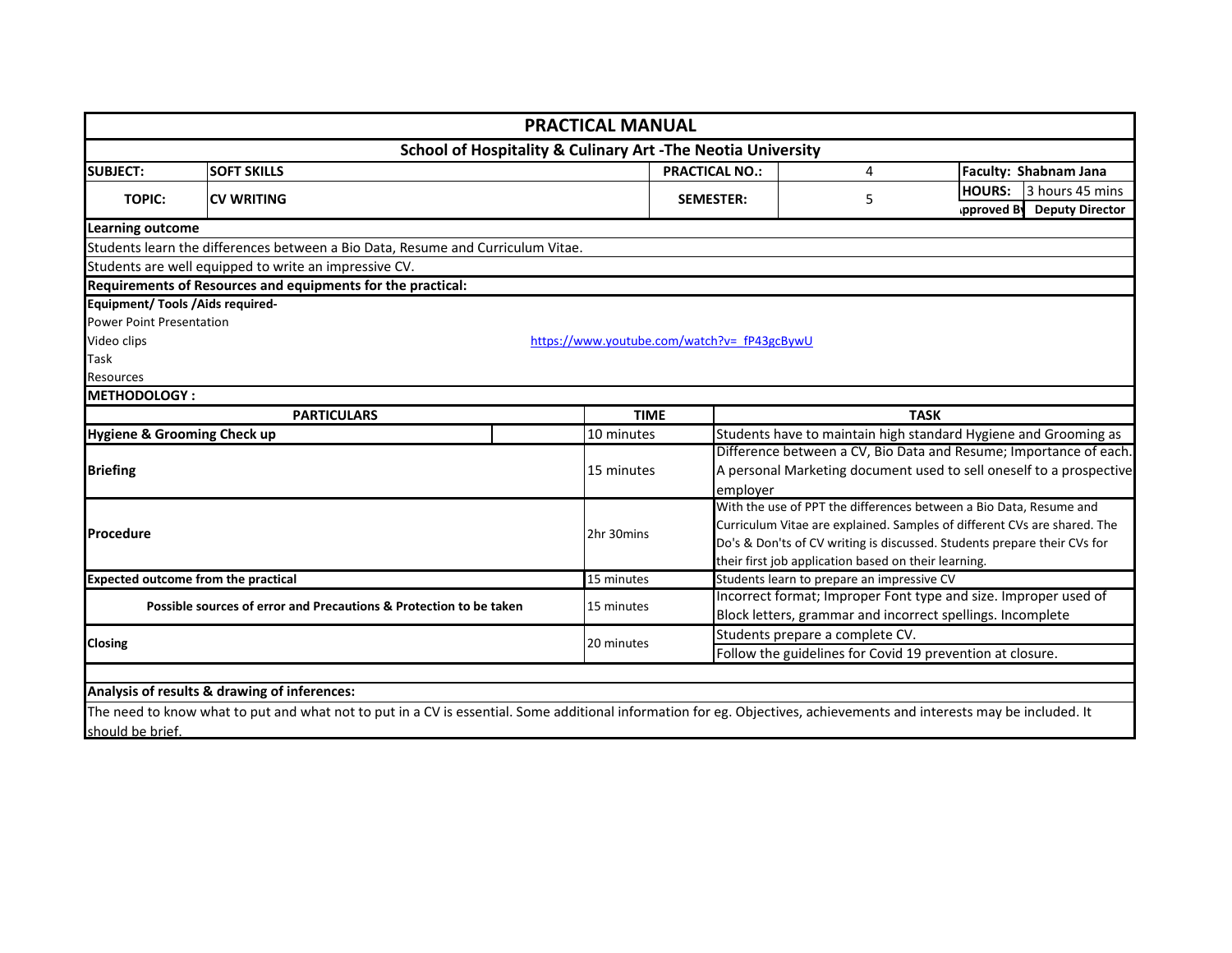# PRACTICAL MANUAL

## School of Hospitality & Culinary Art -The Neotia University

| | | | | | |
|---|---|---|---|---|---|
| **SUBJECT:** | **SOFT SKILLS** | **PRACTICAL NO.:** | 4 | **Faculty: Shabnam Jana** | |
| **TOPIC:** | **CV WRITING** | **SEMESTER:** | 5 | **HOURS:** | 3 hours 45 mins |
| | | | | **Approved By** | **Deputy Director** |

**Learning outcome**

Students learn the differences between a Bio Data, Resume and Curriculum Vitae.

Students are well equipped to write an impressive CV.

**Requirements of Resources and equipments for the practical:**

**Equipment/ Tools /Aids required-**

Power Point Presentation

Video clips https://www.youtube.com/watch?v=_fP43gcBywU

Task

Resources

**METHODOLOGY :**

| PARTICULARS | TIME | TASK |
|---|---|---|
| **Hygiene & Grooming Check up** | 10 minutes | Students have to maintain high standard Hygiene and Grooming as |
| **Briefing** | 15 minutes | Difference between a CV, Bio Data and Resume; Importance of each. A personal Marketing document used to sell oneself to a prospective employer |
| **Procedure** | 2hr 30mins | With the use of PPT the differences between a Bio Data, Resume and Curriculum Vitae are explained. Samples of different CVs are shared. The Do's & Don'ts of CV writing is discussed. Students prepare their CVs for their first job application based on their learning. |
| **Expected outcome from the practical** | 15 minutes | Students learn to prepare an impressive CV |
| **Possible sources of error and Precautions & Protection to be taken** | 15 minutes | Incorrect format; Improper Font type and size. Improper used of Block letters, grammar and incorrect spellings. Incomplete |
| **Closing** | 20 minutes | Students prepare a complete CV.<br>Follow the guidelines for Covid 19 prevention at closure. |

**Analysis of results & drawing of inferences:**

The need to know what to put and what not to put in a CV is essential. Some additional information for eg. Objectives, achievements and interests may be included. It should be brief.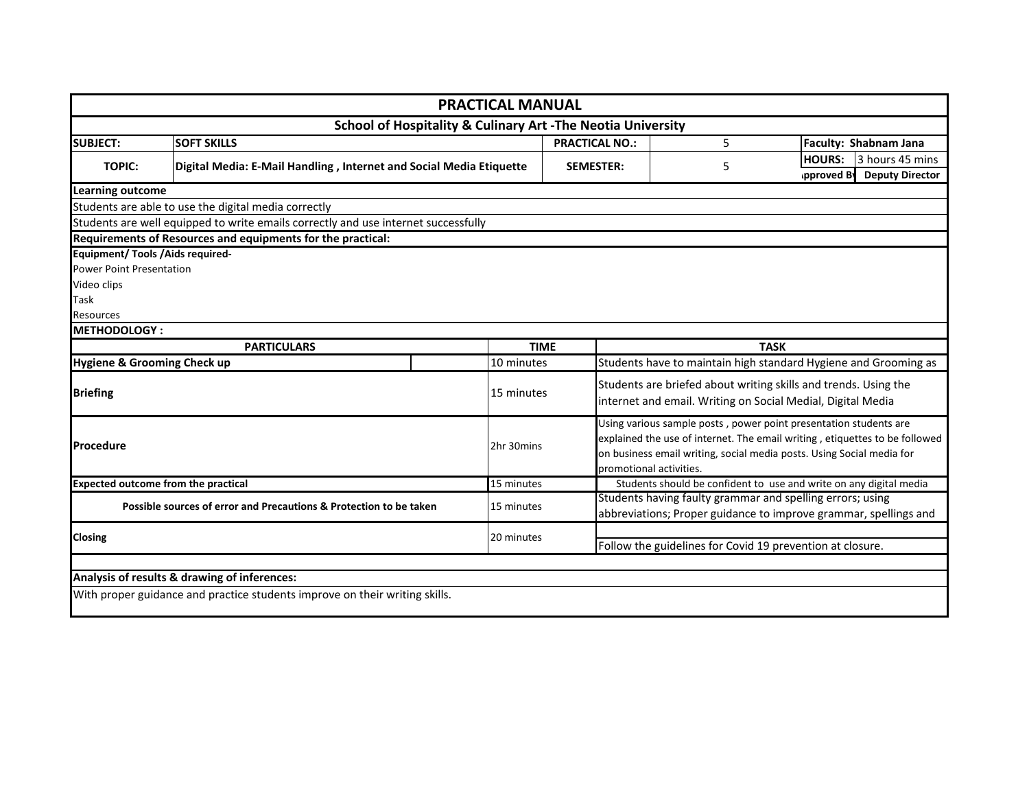# PRACTICAL MANUAL

## School of Hospitality & Culinary Art -The Neotia University

| | | | | | |
|---|---|---|---|---|---|
| **SUBJECT:** | **SOFT SKILLS** | **PRACTICAL NO.:** | 5 | **Faculty: Shabnam Jana** | |
| **TOPIC:** | **Digital Media: E-Mail Handling , Internet and Social Media Etiquette** | **SEMESTER:** | 5 | **HOURS:** | 3 hours 45 mins |
| | | | | **pproved By** | **Deputy Director** |

**Learning outcome**

Students are able to use the digital media correctly

Students are well equipped to write emails correctly and use internet successfully

**Requirements of Resources and equipments for the practical:**

**Equipment/ Tools /Aids required-**

Power Point Presentation

Video clips

Task

Resources

**METHODOLOGY :**

| PARTICULARS | TIME | TASK |
|---|---|---|
| **Hygiene & Grooming Check up** | 10 minutes | Students have to maintain high standard Hygiene and Grooming as |
| **Briefing** | 15 minutes | Students are briefed about writing skills and trends. Using the internet and email. Writing on Social Medial, Digital Media |
| **Procedure** | 2hr 30mins | Using various sample posts , power point presentation students are explained the use of internet. The email writing , etiquettes to be followed on business email writing, social media posts. Using Social media for promotional activities. |
| **Expected outcome from the practical** | 15 minutes | Students should be confident to use and write on any digital media |
| **Possible sources of error and Precautions & Protection to be taken** | 15 minutes | Students having faulty grammar and spelling errors; using abbreviations; Proper guidance to improve grammar, spellings and |
| **Closing** | 20 minutes | Follow the guidelines for Covid 19 prevention at closure. |

**Analysis of results & drawing of inferences:**

With proper guidance and practice students improve on their writing skills.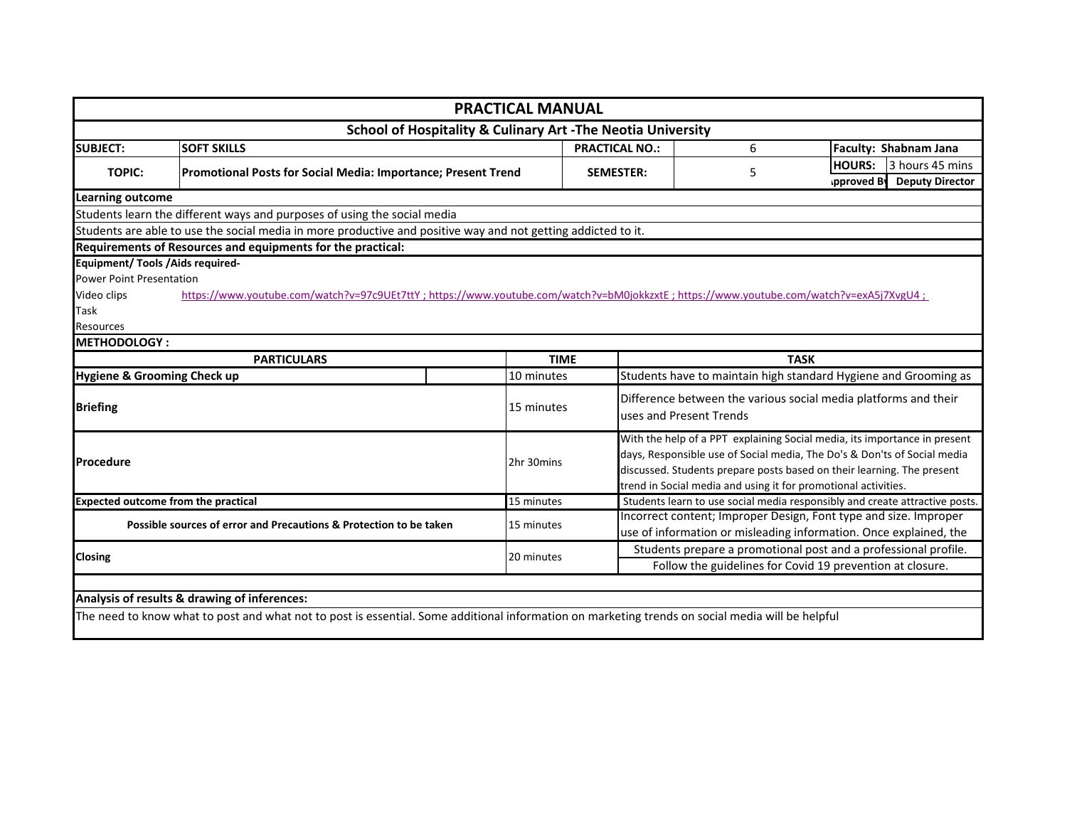# PRACTICAL MANUAL

## School of Hospitality & Culinary Art -The Neotia University

| | | | | | |
|---|---|---|---|---|---|
| **SUBJECT:** | **SOFT SKILLS** | **PRACTICAL NO.:** | 6 | **Faculty: Shabnam Jana** | |
| **TOPIC:** | **Promotional Posts for Social Media: Importance; Present Trend** | **SEMESTER:** | 5 | **HOURS:** | 3 hours 45 mins |
| | | | | **pproved By** | **Deputy Director** |

**Learning outcome**

Students learn the different ways and purposes of using the social media

Students are able to use the social media in more productive and positive way and not getting addicted to it.

**Requirements of Resources and equipments for the practical:**

**Equipment/ Tools /Aids required-**

Power Point Presentation

Video clips https://www.youtube.com/watch?v=97c9UEt7ttY ; https://www.youtube.com/watch?v=bM0jokkzxtE ; https://www.youtube.com/watch?v=exA5j7XvgU4 ;

Task

Resources

**METHODOLOGY :**

| PARTICULARS | TIME | TASK |
|---|---|---|
| **Hygiene & Grooming Check up** | 10 minutes | Students have to maintain high standard Hygiene and Grooming as |
| **Briefing** | 15 minutes | Difference between the various social media platforms and their uses and Present Trends |
| **Procedure** | 2hr 30mins | With the help of a PPT explaining Social media, its importance in present days, Responsible use of Social media, The Do's & Don'ts of Social media discussed. Students prepare posts based on their learning. The present trend in Social media and using it for promotional activities. |
| **Expected outcome from the practical** | 15 minutes | Students learn to use social media responsibly and create attractive posts. |
| **Possible sources of error and Precautions & Protection to be taken** | 15 minutes | Incorrect content; Improper Design, Font type and size. Improper use of information or misleading information. Once explained, the |
| **Closing** | 20 minutes | Students prepare a promotional post and a professional profile. Follow the guidelines for Covid 19 prevention at closure. |

**Analysis of results & drawing of inferences:**

The need to know what to post and what not to post is essential. Some additional information on marketing trends on social media will be helpful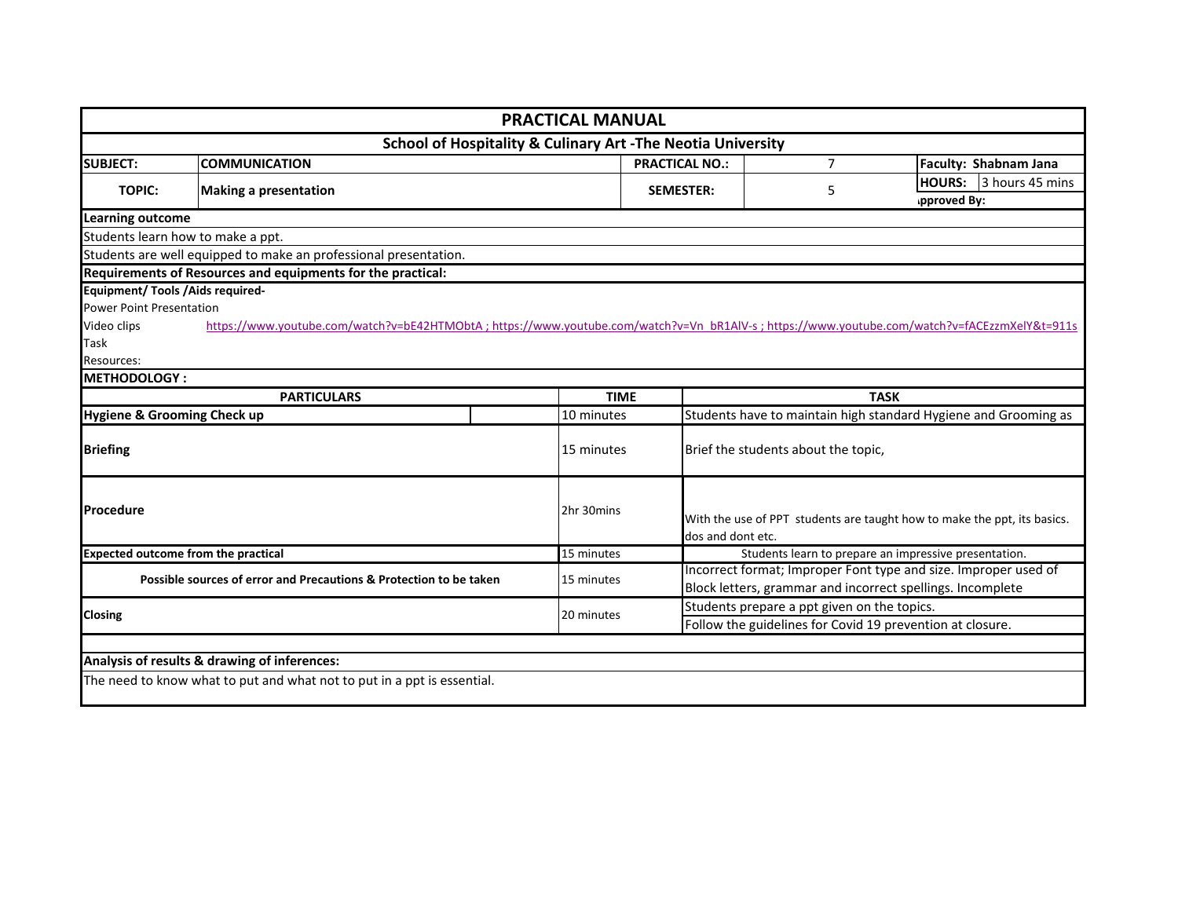# PRACTICAL MANUAL

## School of Hospitality & Culinary Art -The Neotia University

| SUBJECT: | COMMUNICATION | PRACTICAL NO.: | 7 | Faculty: Shabnam Jana |
|---|---|---|---|---|
| TOPIC: | Making a presentation | SEMESTER: | 5 | HOURS: 3 hours 45 mins |
| | | | | pproved By: |

**Learning outcome**

Students learn how to make a ppt.

Students are well equipped to make an professional presentation.

**Requirements of Resources and equipments for the practical:**

**Equipment/ Tools /Aids required-**

Power Point Presentation

Video clips https://www.youtube.com/watch?v=bE42HTMObtA ; https://www.youtube.com/watch?v=Vn_bR1AlV-s ; https://www.youtube.com/watch?v=fACEzzmXelY&t=911s

Task

Resources:

**METHODOLOGY :**

| PARTICULARS | TIME | TASK |
|---|---|---|
| **Hygiene & Grooming Check up** | 10 minutes | Students have to maintain high standard Hygiene and Grooming as |
| **Briefing** | 15 minutes | Brief the students about the topic, |
| **Procedure** | 2hr 30mins | With the use of PPT students are taught how to make the ppt, its basics. dos and dont etc. |
| **Expected outcome from the practical** | 15 minutes | Students learn to prepare an impressive presentation. |
| **Possible sources of error and Precautions & Protection to be taken** | 15 minutes | Incorrect format; Improper Font type and size. Improper used of Block letters, grammar and incorrect spellings. Incomplete |
| **Closing** | 20 minutes | Students prepare a ppt given on the topics.<br>Follow the guidelines for Covid 19 prevention at closure. |

**Analysis of results & drawing of inferences:**

The need to know what to put and what not to put in a ppt is essential.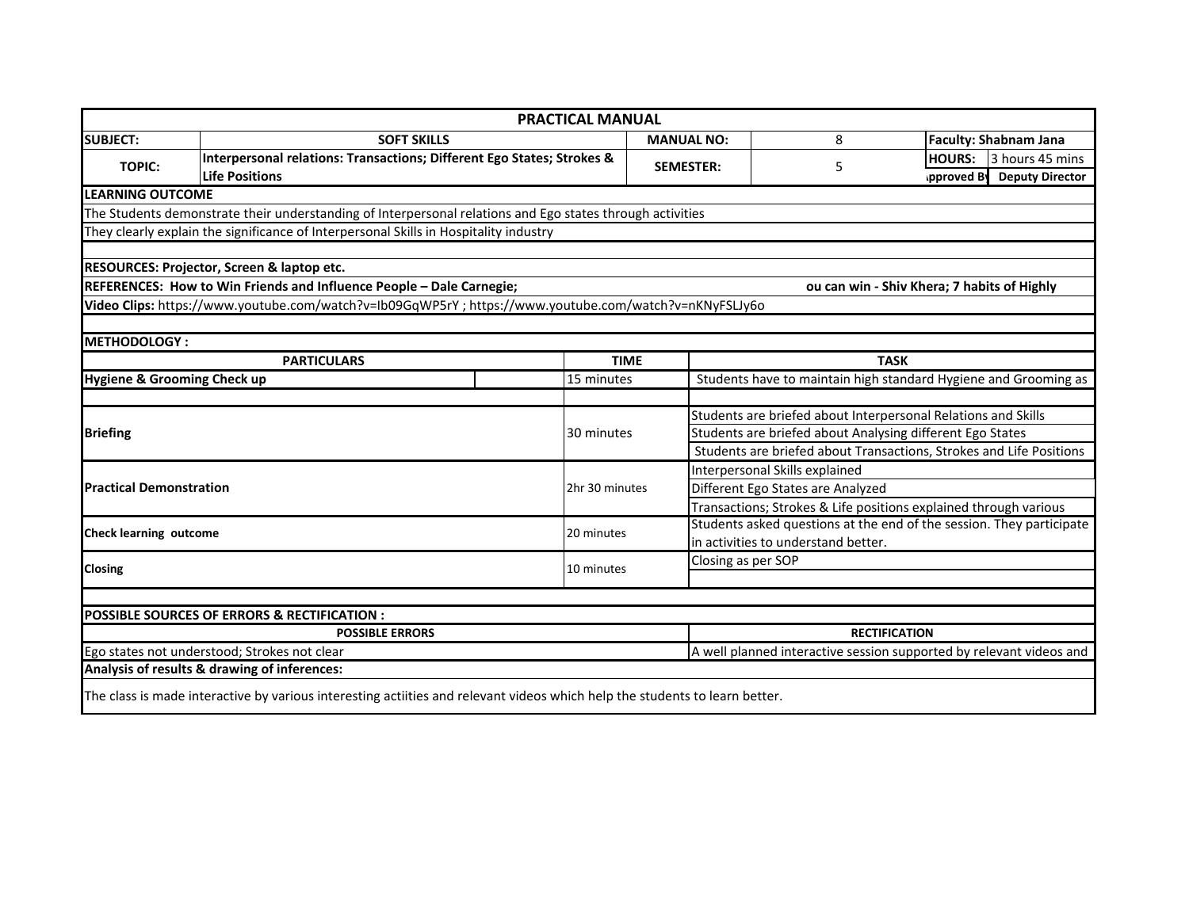| PRACTICAL MANUAL | | | | | | |
|---|---|---|---|---|---|---|
| **SUBJECT:** | **SOFT SKILLS** | **MANUAL NO:** | 8 | **Faculty: Shabnam Jana** | | |
| **TOPIC:** | **Interpersonal relations: Transactions; Different Ego States; Strokes & Life Positions** | **SEMESTER:** | 5 | **HOURS:** | 3 hours 45 mins | |
| | | | | **pproved By** | **Deputy Director** | |

**LEARNING OUTCOME**

The Students demonstrate their understanding of Interpersonal relations and Ego states through activities

They clearly explain the significance of Interpersonal Skills in Hospitality industry

**RESOURCES: Projector, Screen & laptop etc.**

**REFERENCES: How to Win Friends and Influence People – Dale Carnegie;** **ou can win - Shiv Khera; 7 habits of Highly**

**Video Clips:** https://www.youtube.com/watch?v=Ib09GqWP5rY ; https://www.youtube.com/watch?v=nKNyFSLJy6o

**METHODOLOGY :**

| PARTICULARS | TIME | TASK |
|---|---|---|
| **Hygiene & Grooming Check up** | 15 minutes | Students have to maintain high standard Hygiene and Grooming as |
| **Briefing** | 30 minutes | Students are briefed about Interpersonal Relations and Skills |
| | | Students are briefed about Analysing different Ego States |
| | | Students are briefed about Transactions, Strokes and Life Positions |
| **Practical Demonstration** | 2hr 30 minutes | Interpersonal Skills explained |
| | | Different Ego States are Analyzed |
| | | Transactions; Strokes & Life positions explained through various |
| **Check learning outcome** | 20 minutes | Students asked questions at the end of the session. They participate in activities to understand better. |
| **Closing** | 10 minutes | Closing as per SOP |

**POSSIBLE SOURCES OF ERRORS & RECTIFICATION :**

| POSSIBLE ERRORS | RECTIFICATION |
|---|---|
| Ego states not understood; Strokes not clear | A well planned interactive session supported by relevant videos and |

**Analysis of results & drawing of inferences:**

The class is made interactive by various interesting actiities and relevant videos which help the students to learn better.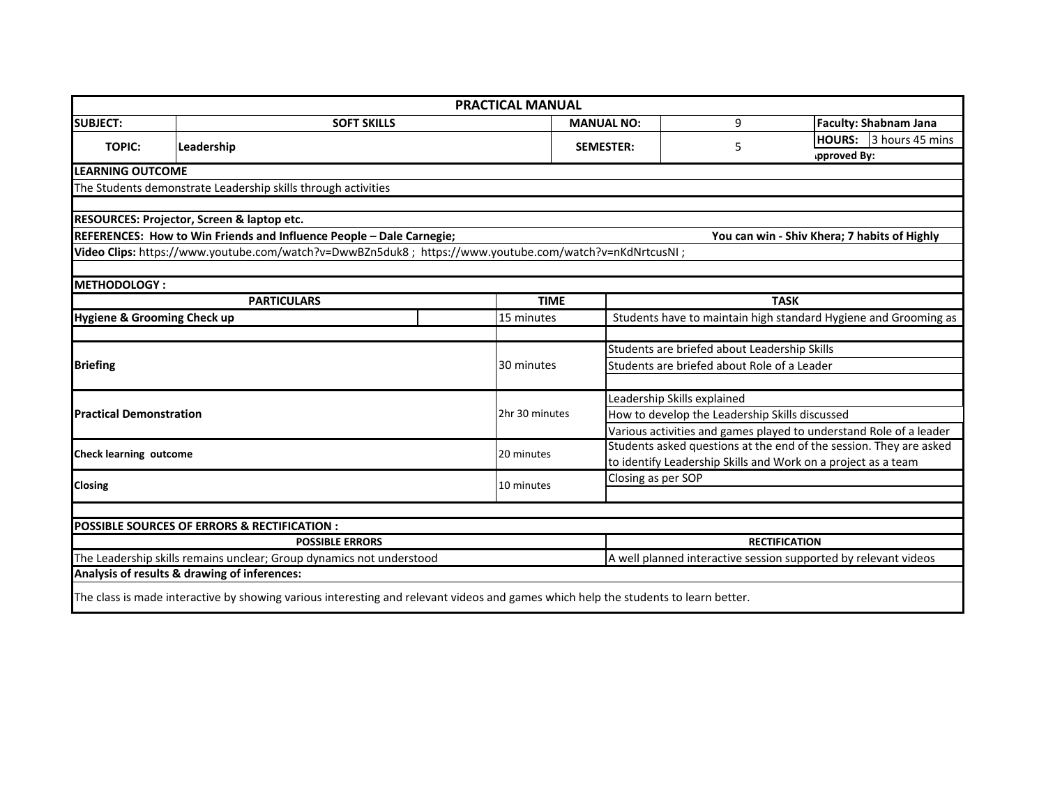# PRACTICAL MANUAL

| SUBJECT: | SOFT SKILLS | MANUAL NO: | 9 | Faculty: Shabnam Jana |
|---|---|---|---|---|
| TOPIC: | Leadership | SEMESTER: | 5 | HOURS: 3 hours 45 mins<br>ıpproved By: |

**LEARNING OUTCOME**

The Students demonstrate Leadership skills through activities

**RESOURCES: Projector, Screen & laptop etc.**

**REFERENCES: How to Win Friends and Influence People – Dale Carnegie;** **You can win - Shiv Khera; 7 habits of Highly**

**Video Clips:** https://www.youtube.com/watch?v=DwwBZn5duk8 ; https://www.youtube.com/watch?v=nKdNrtcusNI ;

**METHODOLOGY :**

| PARTICULARS | TIME | TASK |
|---|---|---|
| **Hygiene & Grooming Check up** | 15 minutes | Students have to maintain high standard Hygiene and Grooming as |
| **Briefing** | 30 minutes | Students are briefed about Leadership Skills<br>Students are briefed about Role of a Leader |
| **Practical Demonstration** | 2hr 30 minutes | Leadership Skills explained<br>How to develop the Leadership Skills discussed<br>Various activities and games played to understand Role of a leader |
| **Check learning outcome** | 20 minutes | Students asked questions at the end of the session. They are asked to identify Leadership Skills and Work on a project as a team |
| **Closing** | 10 minutes | Closing as per SOP |

**POSSIBLE SOURCES OF ERRORS & RECTIFICATION :**

| POSSIBLE ERRORS | RECTIFICATION |
|---|---|
| The Leadership skills remains unclear; Group dynamics not understood | A well planned interactive session supported by relevant videos |

**Analysis of results & drawing of inferences:**

The class is made interactive by showing various interesting and relevant videos and games which help the students to learn better.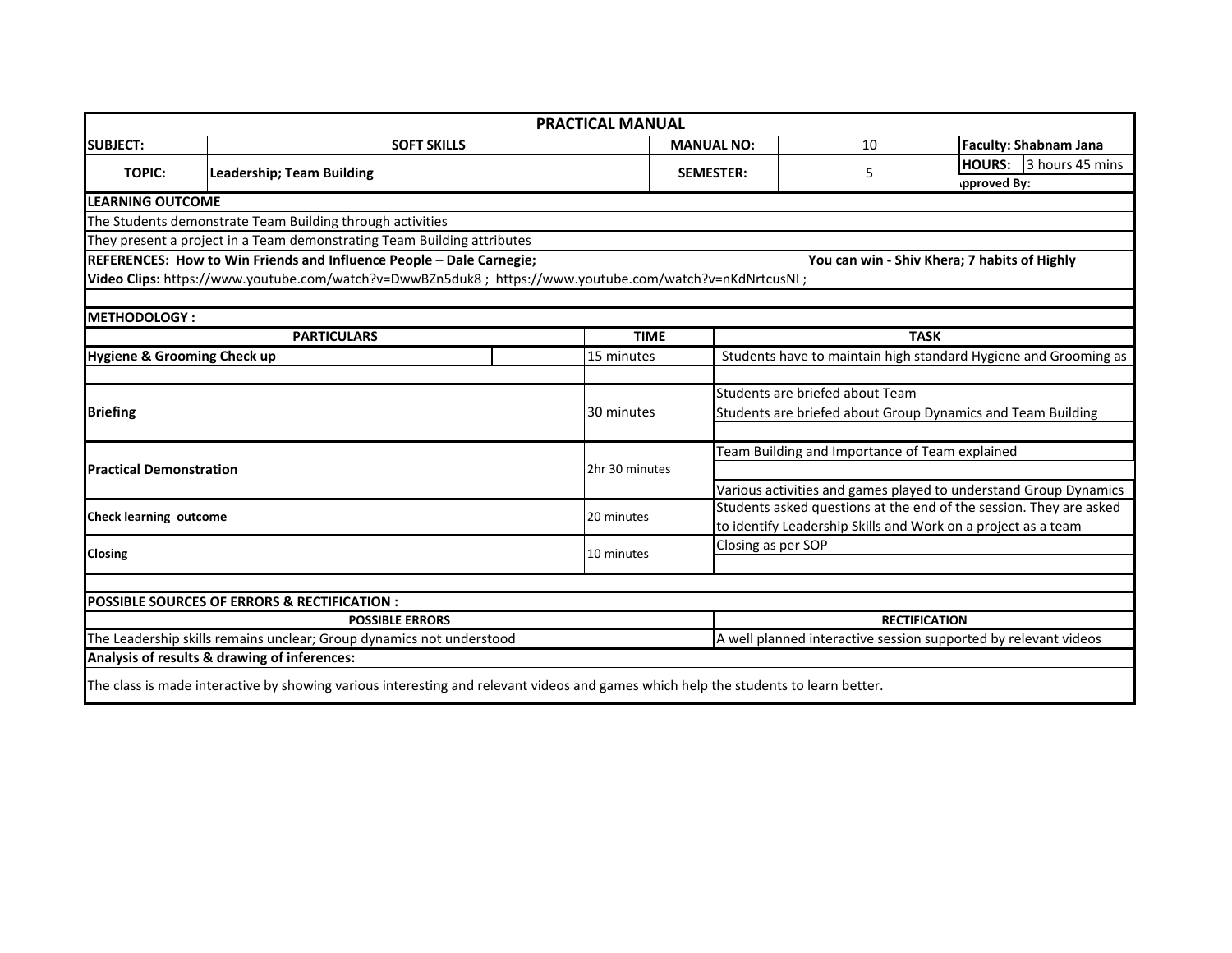# PRACTICAL MANUAL

| | | | | | |
|---|---|---|---|---|---|
| **SUBJECT:** | **SOFT SKILLS** | **MANUAL NO:** | 10 | **Faculty: Shabnam Jana** | |
| **TOPIC:** | **Leadership; Team Building** | **SEMESTER:** | 5 | **HOURS:** | 3 hours 45 mins |
| | | | | **ıpproved By:** | |

**LEARNING OUTCOME**

The Students demonstrate Team Building through activities

They present a project in a Team demonstrating Team Building attributes

**REFERENCES: How to Win Friends and Influence People – Dale Carnegie; You can win - Shiv Khera; 7 habits of Highly**

**Video Clips:** https://www.youtube.com/watch?v=DwwBZn5duk8 ; https://www.youtube.com/watch?v=nKdNrtcusNI ;

**METHODOLOGY :**

| PARTICULARS | TIME | TASK |
|---|---|---|
| **Hygiene & Grooming Check up** | 15 minutes | Students have to maintain high standard Hygiene and Grooming as |
| **Briefing** | 30 minutes | Students are briefed about Team<br>Students are briefed about Group Dynamics and Team Building |
| **Practical Demonstration** | 2hr 30 minutes | Team Building and Importance of Team explained<br>Various activities and games played to understand Group Dynamics |
| **Check learning outcome** | 20 minutes | Students asked questions at the end of the session. They are asked to identify Leadership Skills and Work on a project as a team |
| **Closing** | 10 minutes | Closing as per SOP |

**POSSIBLE SOURCES OF ERRORS & RECTIFICATION :**

| POSSIBLE ERRORS | RECTIFICATION |
|---|---|
| The Leadership skills remains unclear; Group dynamics not understood | A well planned interactive session supported by relevant videos |

**Analysis of results & drawing of inferences:**

The class is made interactive by showing various interesting and relevant videos and games which help the students to learn better.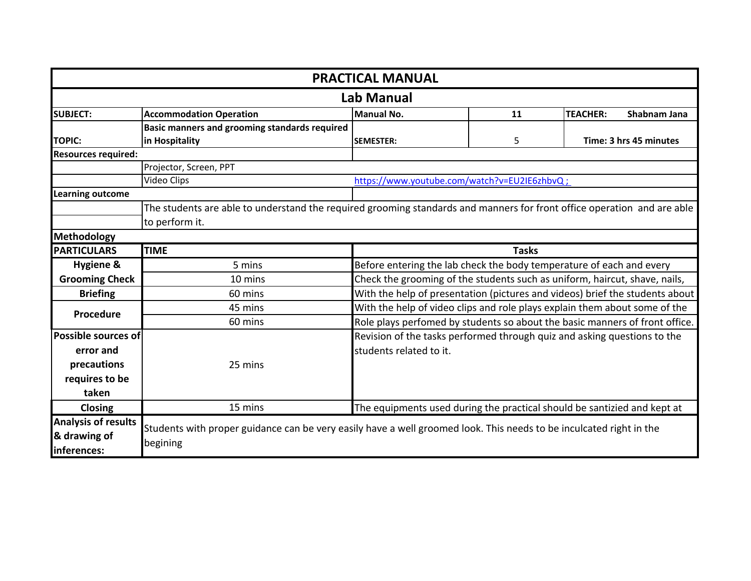# PRACTICAL MANUAL

## Lab Manual

| SUBJECT: | Accommodation Operation | Manual No. | 11 | TEACHER: Shabnam Jana |
|---|---|---|---|---|
| TOPIC: | Basic manners and grooming standards required in Hospitality | SEMESTER: | 5 | Time: 3 hrs 45 minutes |

**Resources required:**

| | | |
|---|---|---|
| | Projector, Screen, PPT | |
| | Video Clips | https://www.youtube.com/watch?v=EU2IE6zhbvQ ; |

**Learning outcome**

The students are able to understand the required grooming standards and manners for front office operation and are able to perform it.

**Methodology**

| PARTICULARS | TIME | Tasks |
|---|---|---|
| Hygiene & Grooming Check | 5 mins | Before entering the lab check the body temperature of each and every |
| | 10 mins | Check the grooming of the students such as uniform, haircut, shave, nails, |
| Briefing | 60 mins | With the help of presentation (pictures and videos) brief the students about |
| Procedure | 45 mins | With the help of video clips and role plays explain them about some of the |
| | 60 mins | Role plays perfomed by students so about the basic manners of front office. |
| Possible sources of error and precautions requires to be taken | 25 mins | Revision of the tasks performed through quiz and asking questions to the students related to it. |
| Closing | 15 mins | The equipments used during the practical should be santizied and kept at |

| | |
|---|---|
| **Analysis of results & drawing of inferences:** | Students with proper guidance can be very easily have a well groomed look. This needs to be inculcated right in the begining |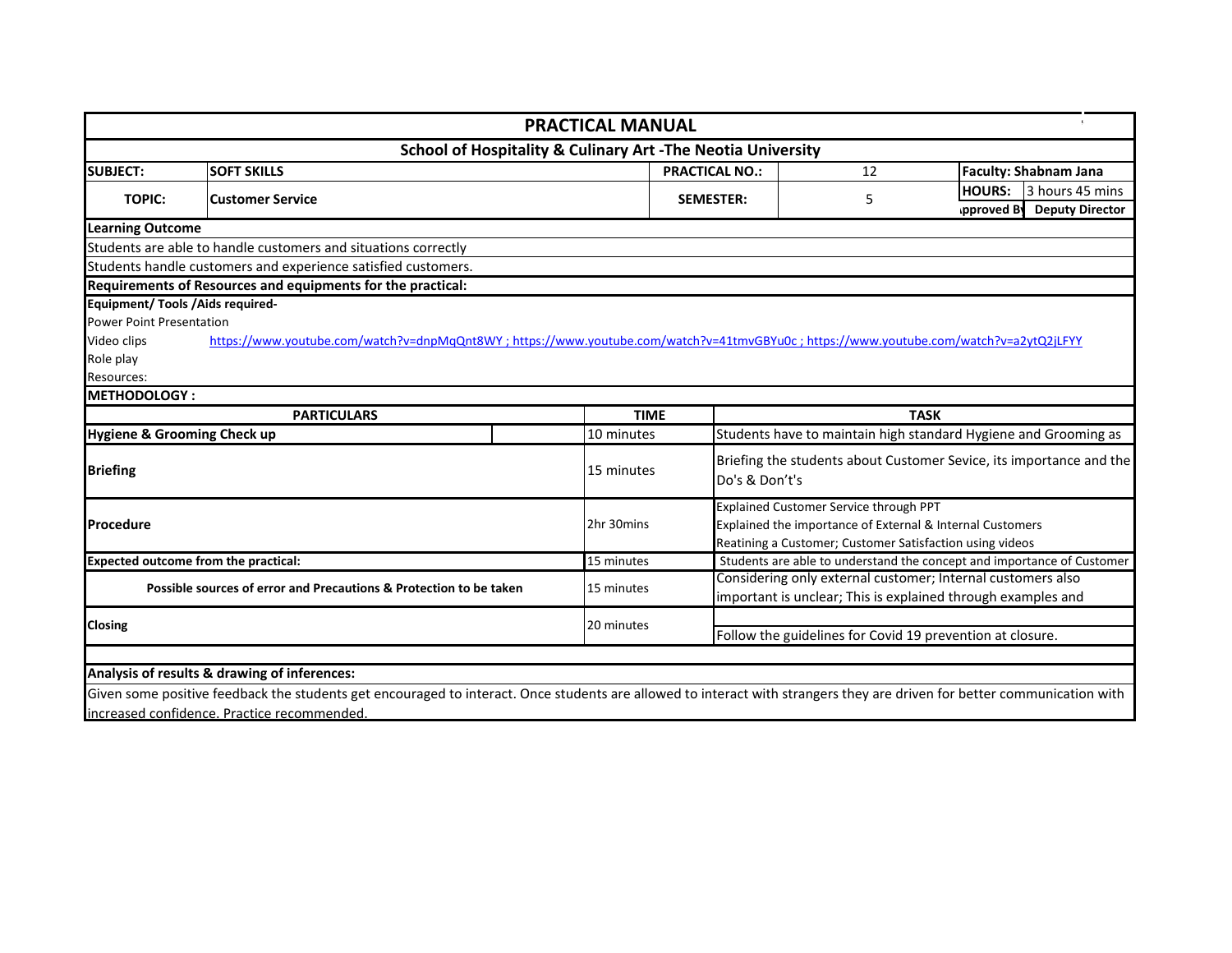# PRACTICAL MANUAL

## School of Hospitality & Culinary Art -The Neotia University

| SUBJECT: | SOFT SKILLS | PRACTICAL NO.: | 12 | Faculty: Shabnam Jana | |
|---|---|---|---|---|---|
| TOPIC: | Customer Service | SEMESTER: | 5 | HOURS: | 3 hours 45 mins |
| | | | | Approved By | Deputy Director |

**Learning Outcome**

Students are able to handle customers and situations correctly

Students handle customers and experience satisfied customers.

**Requirements of Resources and equipments for the practical:**

**Equipment/ Tools /Aids required-**

Power Point Presentation

Video clips https://www.youtube.com/watch?v=dnpMqQnt8WY ; https://www.youtube.com/watch?v=41tmvGBYu0c ; https://www.youtube.com/watch?v=a2ytQ2jLFYY

Role play

Resources:

**METHODOLOGY :**

| PARTICULARS | TIME | TASK |
|---|---|---|
| **Hygiene & Grooming Check up** | 10 minutes | Students have to maintain high standard Hygiene and Grooming as |
| **Briefing** | 15 minutes | Briefing the students about Customer Sevice, its importance and the Do's & Don't's |
| **Procedure** | 2hr 30mins | Explained Customer Service through PPT<br>Explained the importance of External & Internal Customers<br>Reatining a Customer; Customer Satisfaction using videos |
| **Expected outcome from the practical:** | 15 minutes | Students are able to understand the concept and importance of Customer |
| **Possible sources of error and Precautions & Protection to be taken** | 15 minutes | Considering only external customer; Internal customers also important is unclear; This is explained through examples and |
| **Closing** | 20 minutes | Follow the guidelines for Covid 19 prevention at closure. |

**Analysis of results & drawing of inferences:**

Given some positive feedback the students get encouraged to interact. Once students are allowed to interact with strangers they are driven for better communication with increased confidence. Practice recommended.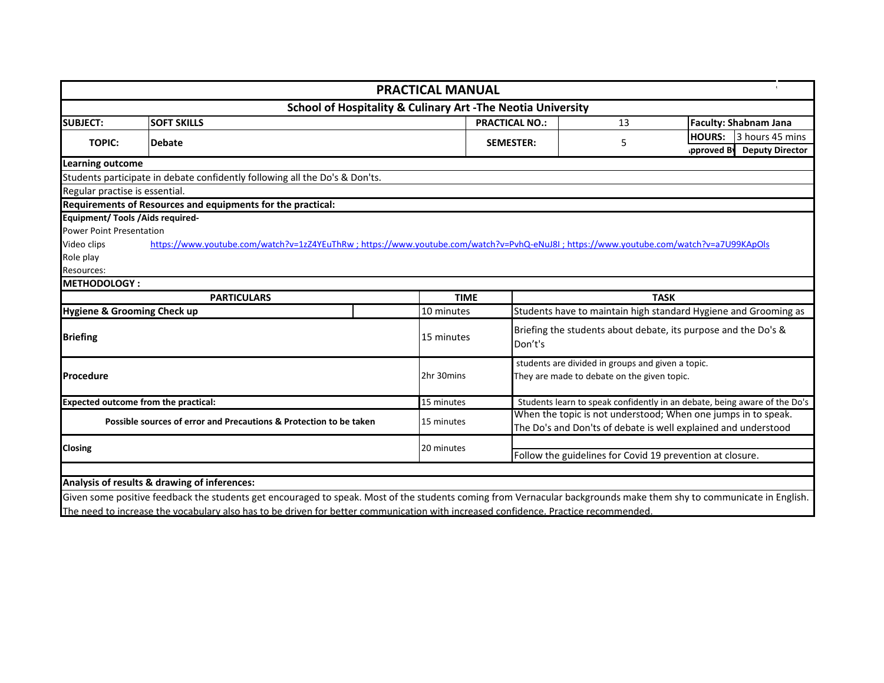# PRACTICAL MANUAL

## School of Hospitality & Culinary Art -The Neotia University

| | | | | | |
|---|---|---|---|---|---|
| **SUBJECT:** | **SOFT SKILLS** | **PRACTICAL NO.:** | 13 | **Faculty: Shabnam Jana** | |
| **TOPIC:** | **Debate** | **SEMESTER:** | 5 | **HOURS:** | 3 hours 45 mins |
| | | | | **Approved By** | **Deputy Director** |

**Learning outcome**

Students participate in debate confidently following all the Do's & Don'ts.

Regular practise is essential.

**Requirements of Resources and equipments for the practical:**

**Equipment/ Tools /Aids required-**

Power Point Presentation

Video clips https://www.youtube.com/watch?v=1zZ4YEuThRw ; https://www.youtube.com/watch?v=PvhQ-eNuJ8I ; https://www.youtube.com/watch?v=a7U99KApOls

Role play

Resources:

**METHODOLOGY :**

| PARTICULARS | TIME | TASK |
|---|---|---|
| **Hygiene & Grooming Check up** | 10 minutes | Students have to maintain high standard Hygiene and Grooming as |
| **Briefing** | 15 minutes | Briefing the students about debate, its purpose and the Do's & Don't's |
| **Procedure** | 2hr 30mins | students are divided in groups and given a topic. They are made to debate on the given topic. |
| **Expected outcome from the practical:** | 15 minutes | Students learn to speak confidently in an debate, being aware of the Do's |
| **Possible sources of error and Precautions & Protection to be taken** | 15 minutes | When the topic is not understood; When one jumps in to speak. The Do's and Don'ts of debate is well explained and understood |
| **Closing** | 20 minutes | Follow the guidelines for Covid 19 prevention at closure. |

**Analysis of results & drawing of inferences:**

Given some positive feedback the students get encouraged to speak. Most of the students coming from Vernacular backgrounds make them shy to communicate in English. The need to increase the vocabulary also has to be driven for better communication with increased confidence. Practice recommended.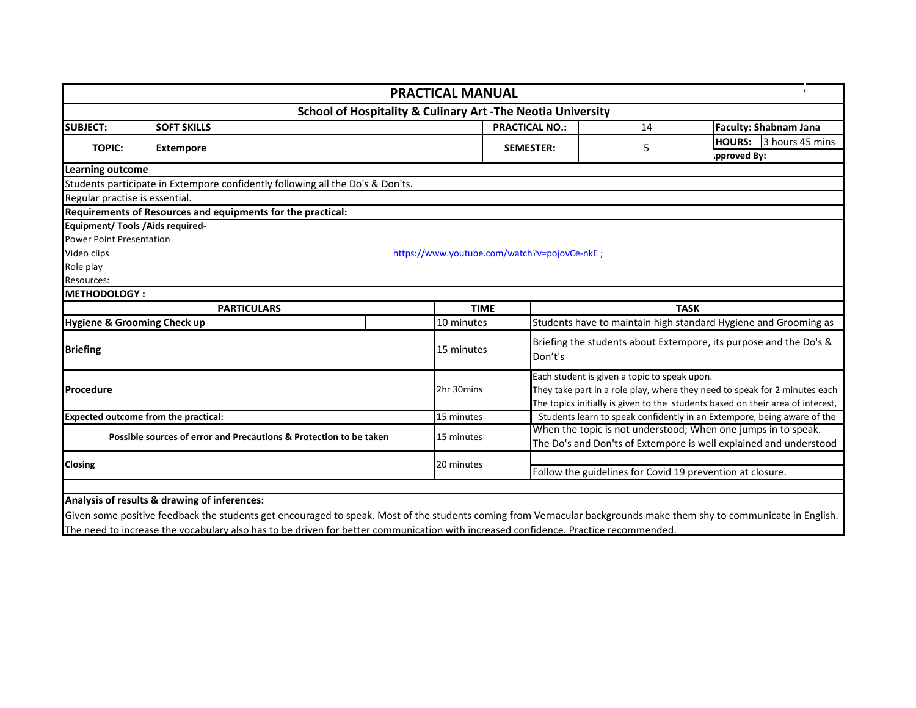# PRACTICAL MANUAL

## School of Hospitality & Culinary Art -The Neotia University

| | | | | | |
|---|---|---|---|---|---|
| **SUBJECT:** | **SOFT SKILLS** | **PRACTICAL NO.:** | 14 | **Faculty: Shabnam Jana** | |
| **TOPIC:** | **Extempore** | **SEMESTER:** | 5 | **HOURS:** | 3 hours 45 mins |
| | | | | **Approved By:** | |

**Learning outcome**

Students participate in Extempore confidently following all the Do's & Don'ts.

Regular practise is essential.

**Requirements of Resources and equipments for the practical:**

**Equipment/ Tools /Aids required-**

Power Point Presentation

Video clips https://www.youtube.com/watch?v=pojovCe-nkE ;

Role play

Resources:

**METHODOLOGY :**

| PARTICULARS | TIME | TASK |
|---|---|---|
| **Hygiene & Grooming Check up** | 10 minutes | Students have to maintain high standard Hygiene and Grooming as |
| **Briefing** | 15 minutes | Briefing the students about Extempore, its purpose and the Do's & Don't's |
| **Procedure** | 2hr 30mins | Each student is given a topic to speak upon.<br>They take part in a role play, where they need to speak for 2 minutes each<br>The topics initially is given to the students based on their area of interest, |
| **Expected outcome from the practical:** | 15 minutes | Students learn to speak confidently in an Extempore, being aware of the |
| **Possible sources of error and Precautions & Protection to be taken** | 15 minutes | When the topic is not understood; When one jumps in to speak.<br>The Do's and Don'ts of Extempore is well explained and understood |
| **Closing** | 20 minutes | Follow the guidelines for Covid 19 prevention at closure. |

**Analysis of results & drawing of inferences:**

Given some positive feedback the students get encouraged to speak. Most of the students coming from Vernacular backgrounds make them shy to communicate in English. The need to increase the vocabulary also has to be driven for better communication with increased confidence. Practice recommended.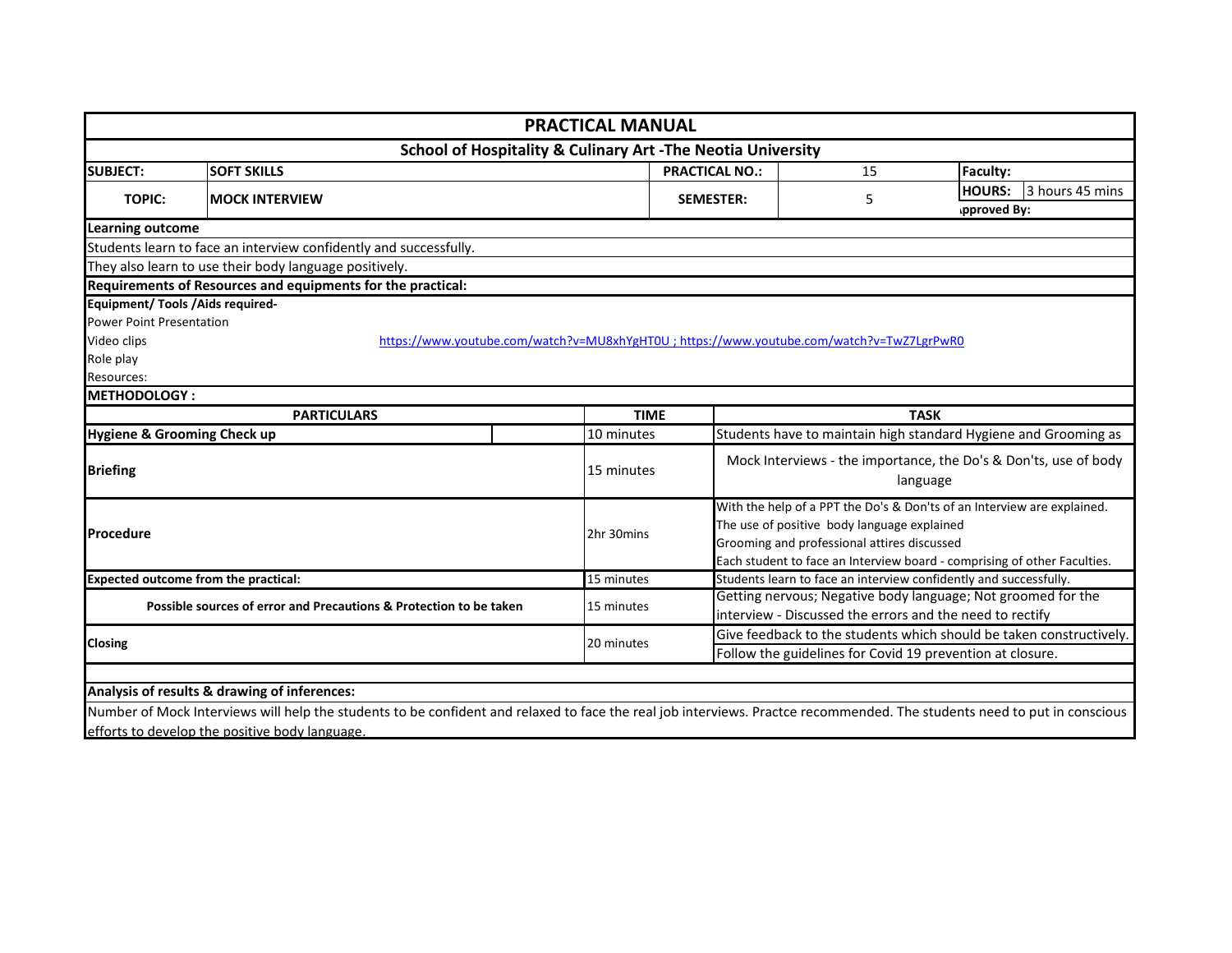# PRACTICAL MANUAL

## School of Hospitality & Culinary Art -The Neotia University

| | | | | | |
|---|---|---|---|---|---|
| **SUBJECT:** | **SOFT SKILLS** | **PRACTICAL NO.:** | 15 | **Faculty:** | |
| **TOPIC:** | **MOCK INTERVIEW** | **SEMESTER:** | 5 | **HOURS:** | 3 hours 45 mins |
| | | | | **\pproved By:** | |

**Learning outcome**

Students learn to face an interview confidently and successfully.

They also learn to use their body language positively.

**Requirements of Resources and equipments for the practical:**

**Equipment/ Tools /Aids required-**

Power Point Presentation

Video clips https://www.youtube.com/watch?v=MU8xhYgHT0U ; https://www.youtube.com/watch?v=TwZ7LgrPwR0

Role play

Resources:

**METHODOLOGY :**

| PARTICULARS | TIME | TASK |
|---|---|---|
| **Hygiene & Grooming Check up** | 10 minutes | Students have to maintain high standard Hygiene and Grooming as |
| **Briefing** | 15 minutes | Mock Interviews - the importance, the Do's & Don'ts, use of body language |
| **Procedure** | 2hr 30mins | With the help of a PPT the Do's & Don'ts of an Interview are explained.<br>The use of positive body language explained<br>Grooming and professional attires discussed<br>Each student to face an Interview board - comprising of other Faculties. |
| **Expected outcome from the practical:** | 15 minutes | Students learn to face an interview confidently and successfully. |
| **Possible sources of error and Precautions & Protection to be taken** | 15 minutes | Getting nervous; Negative body language; Not groomed for the interview - Discussed the errors and the need to rectify |
| **Closing** | 20 minutes | Give feedback to the students which should be taken constructively.<br>Follow the guidelines for Covid 19 prevention at closure. |

**Analysis of results & drawing of inferences:**

Number of Mock Interviews will help the students to be confident and relaxed to face the real job interviews. Practce recommended. The students need to put in conscious efforts to develop the positive body language.